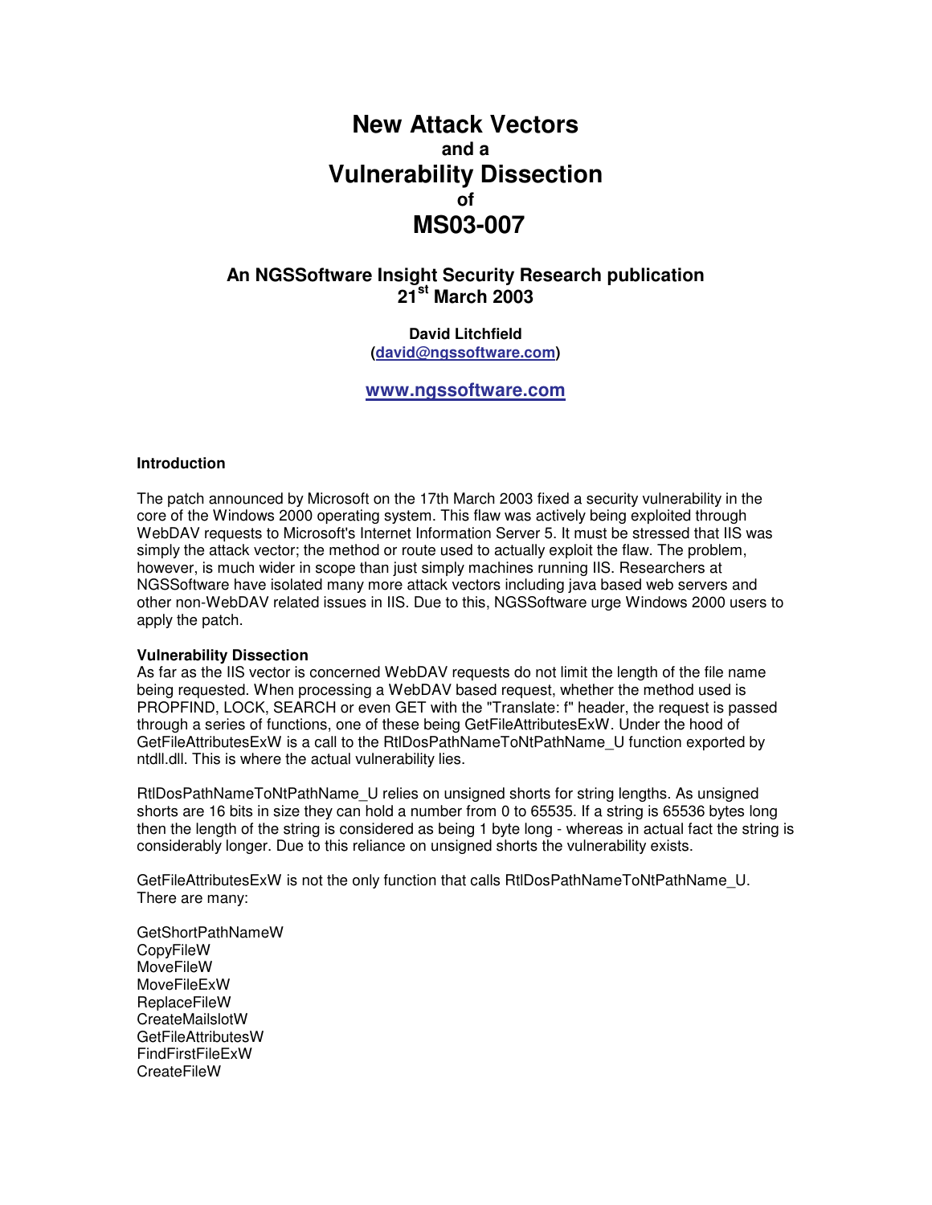# New Attack Vectors

**and a**

# Vulnerability Dissection

**of**

# MS03-007

### An NGSSoftware Insight Security Research publication
### 21st March 2003

**David Litchfield**
**([david@ngssoftware.com](mailto:david@ngssoftware.com))**

**[www.ngssoftware.com](http://www.ngssoftware.com)**

**Introduction**

The patch announced by Microsoft on the 17th March 2003 fixed a security vulnerability in the core of the Windows 2000 operating system. This flaw was actively being exploited through WebDAV requests to Microsoft's Internet Information Server 5. It must be stressed that IIS was simply the attack vector; the method or route used to actually exploit the flaw. The problem, however, is much wider in scope than just simply machines running IIS. Researchers at NGSSoftware have isolated many more attack vectors including java based web servers and other non-WebDAV related issues in IIS. Due to this, NGSSoftware urge Windows 2000 users to apply the patch.

**Vulnerability Dissection**

As far as the IIS vector is concerned WebDAV requests do not limit the length of the file name being requested. When processing a WebDAV based request, whether the method used is PROPFIND, LOCK, SEARCH or even GET with the "Translate: f" header, the request is passed through a series of functions, one of these being GetFileAttributesExW. Under the hood of GetFileAttributesExW is a call to the RtlDosPathNameToNtPathName_U function exported by ntdll.dll. This is where the actual vulnerability lies.

RtlDosPathNameToNtPathName_U relies on unsigned shorts for string lengths. As unsigned shorts are 16 bits in size they can hold a number from 0 to 65535. If a string is 65536 bytes long then the length of the string is considered as being 1 byte long - whereas in actual fact the string is considerably longer. Due to this reliance on unsigned shorts the vulnerability exists.

GetFileAttributesExW is not the only function that calls RtlDosPathNameToNtPathName_U. There are many:

GetShortPathNameW
CopyFileW
MoveFileW
MoveFileExW
ReplaceFileW
CreateMailslotW
GetFileAttributesW
FindFirstFileExW
CreateFileW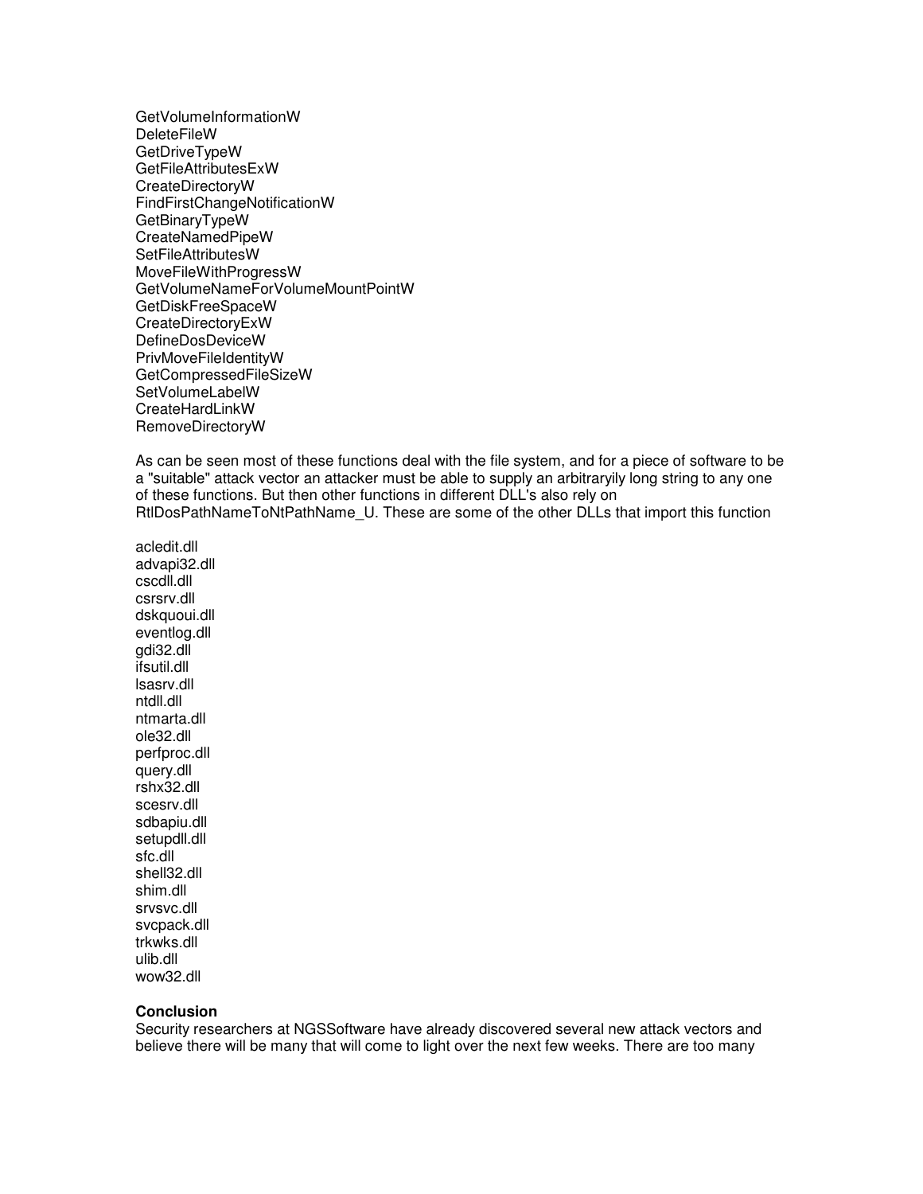GetVolumeInformationW
DeleteFileW
GetDriveTypeW
GetFileAttributesExW
CreateDirectoryW
FindFirstChangeNotificationW
GetBinaryTypeW
CreateNamedPipeW
SetFileAttributesW
MoveFileWithProgressW
GetVolumeNameForVolumeMountPointW
GetDiskFreeSpaceW
CreateDirectoryExW
DefineDosDeviceW
PrivMoveFileIdentityW
GetCompressedFileSizeW
SetVolumeLabelW
CreateHardLinkW
RemoveDirectoryW

As can be seen most of these functions deal with the file system, and for a piece of software to be a "suitable" attack vector an attacker must be able to supply an arbitraryily long string to any one of these functions. But then other functions in different DLL's also rely on RtlDosPathNameToNtPathName_U. These are some of the other DLLs that import this function

acledit.dll
advapi32.dll
cscdll.dll
csrsrv.dll
dskquoui.dll
eventlog.dll
gdi32.dll
ifsutil.dll
lsasrv.dll
ntdll.dll
ntmarta.dll
ole32.dll
perfproc.dll
query.dll
rshx32.dll
scesrv.dll
sdbapiu.dll
setupdll.dll
sfc.dll
shell32.dll
shim.dll
srvsvc.dll
svcpack.dll
trkwks.dll
ulib.dll
wow32.dll

**Conclusion**

Security researchers at NGSSoftware have already discovered several new attack vectors and believe there will be many that will come to light over the next few weeks. There are too many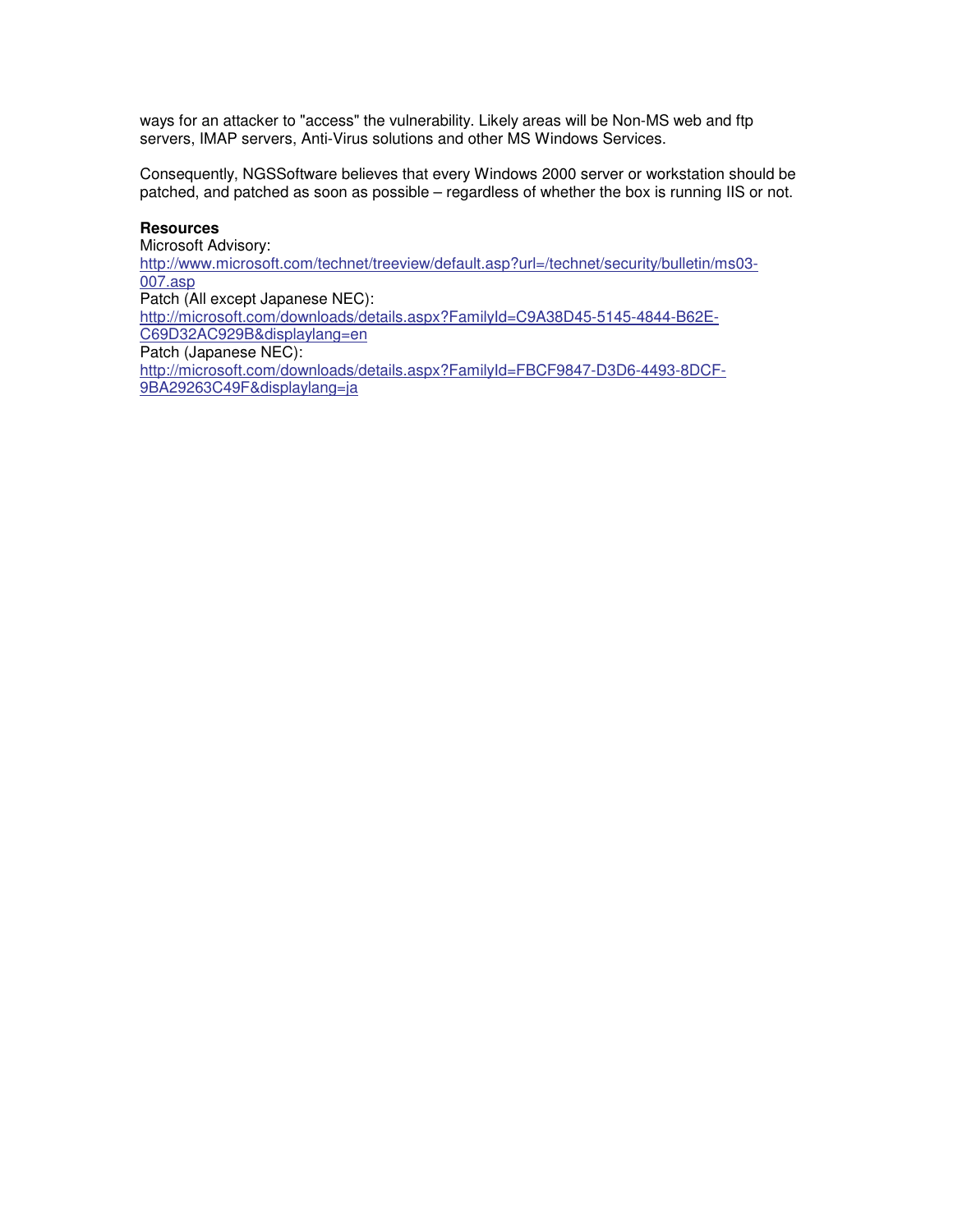ways for an attacker to "access" the vulnerability. Likely areas will be Non-MS web and ftp servers, IMAP servers, Anti-Virus solutions and other MS Windows Services.

Consequently, NGSSoftware believes that every Windows 2000 server or workstation should be patched, and patched as soon as possible – regardless of whether the box is running IIS or not.

**Resources**

Microsoft Advisory:
http://www.microsoft.com/technet/treeview/default.asp?url=/technet/security/bulletin/ms03-007.asp
Patch (All except Japanese NEC):
http://microsoft.com/downloads/details.aspx?FamilyId=C9A38D45-5145-4844-B62E-C69D32AC929B&displaylang=en
Patch (Japanese NEC):
http://microsoft.com/downloads/details.aspx?FamilyId=FBCF9847-D3D6-4493-8DCF-9BA29263C49F&displaylang=ja